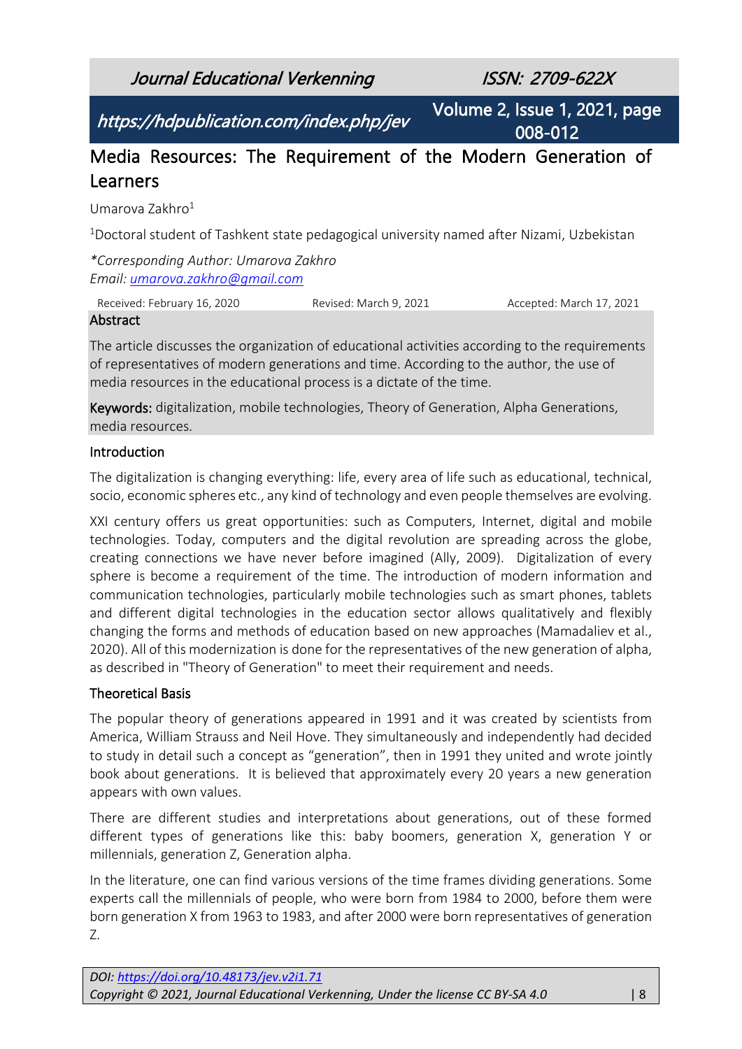# Media Resources: The Requirement of the Modern Generation of Learners

Umarova Zakhro[1]

[1]Doctoral student of Tashkent state pedagogical university named after Nizami, Uzbekistan

*\*Corresponding Author: Umarova Zakhro*
*Email: umarova.zakhro@gmail.com*

Received: February 16, 2020 Revised: March 9, 2021 Accepted: March 17, 2021

## Abstract

The article discusses the organization of educational activities according to the requirements of representatives of modern generations and time. According to the author, the use of media resources in the educational process is a dictate of the time.

**Keywords:** digitalization, mobile technologies, Theory of Generation, Alpha Generations, media resources.

## Introduction

The digitalization is changing everything: life, every area of life such as educational, technical, socio, economic spheres etc., any kind of technology and even people themselves are evolving.

XXI century offers us great opportunities: such as Computers, Internet, digital and mobile technologies. Today, computers and the digital revolution are spreading across the globe, creating connections we have never before imagined (Ally, 2009). Digitalization of every sphere is become a requirement of the time. The introduction of modern information and communication technologies, particularly mobile technologies such as smart phones, tablets and different digital technologies in the education sector allows qualitatively and flexibly changing the forms and methods of education based on new approaches (Mamadaliev et al., 2020). All of this modernization is done for the representatives of the new generation of alpha, as described in "Theory of Generation" to meet their requirement and needs.

## Theoretical Basis

The popular theory of generations appeared in 1991 and it was created by scientists from America, William Strauss and Neil Hove. They simultaneously and independently had decided to study in detail such a concept as "generation", then in 1991 they united and wrote jointly book about generations. It is believed that approximately every 20 years a new generation appears with own values.

There are different studies and interpretations about generations, out of these formed different types of generations like this: baby boomers, generation X, generation Y or millennials, generation Z, Generation alpha.

In the literature, one can find various versions of the time frames dividing generations. Some experts call the millennials of people, who were born from 1984 to 2000, before them were born generation X from 1963 to 1983, and after 2000 were born representatives of generation Z.

*DOI: https://doi.org/10.48173/jev.v2i1.71*
*Copyright © 2021, Journal Educational Verkenning, Under the license CC BY-SA 4.0*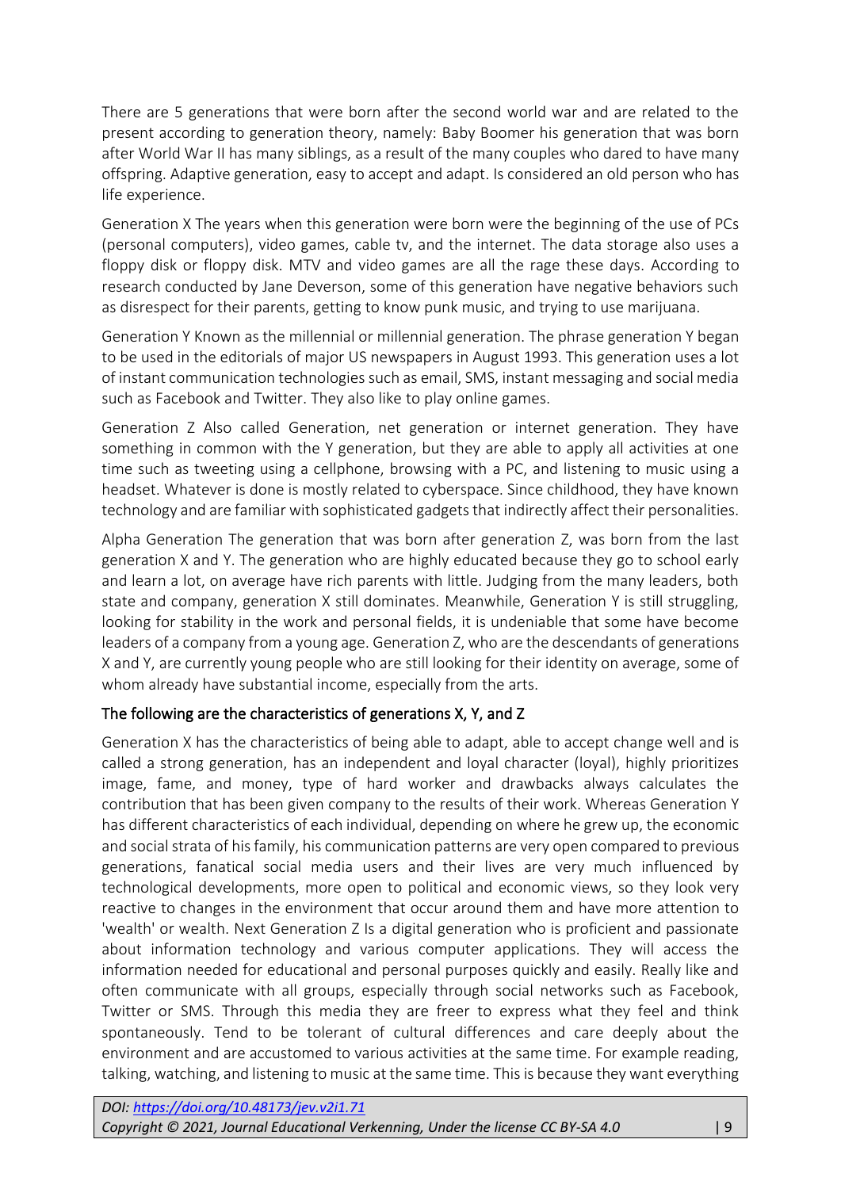There are 5 generations that were born after the second world war and are related to the present according to generation theory, namely: Baby Boomer his generation that was born after World War II has many siblings, as a result of the many couples who dared to have many offspring. Adaptive generation, easy to accept and adapt. Is considered an old person who has life experience.

Generation X The years when this generation were born were the beginning of the use of PCs (personal computers), video games, cable tv, and the internet. The data storage also uses a floppy disk or floppy disk. MTV and video games are all the rage these days. According to research conducted by Jane Deverson, some of this generation have negative behaviors such as disrespect for their parents, getting to know punk music, and trying to use marijuana.

Generation Y Known as the millennial or millennial generation. The phrase generation Y began to be used in the editorials of major US newspapers in August 1993. This generation uses a lot of instant communication technologies such as email, SMS, instant messaging and social media such as Facebook and Twitter. They also like to play online games.

Generation Z Also called Generation, net generation or internet generation. They have something in common with the Y generation, but they are able to apply all activities at one time such as tweeting using a cellphone, browsing with a PC, and listening to music using a headset. Whatever is done is mostly related to cyberspace. Since childhood, they have known technology and are familiar with sophisticated gadgets that indirectly affect their personalities.

Alpha Generation The generation that was born after generation Z, was born from the last generation X and Y. The generation who are highly educated because they go to school early and learn a lot, on average have rich parents with little. Judging from the many leaders, both state and company, generation X still dominates. Meanwhile, Generation Y is still struggling, looking for stability in the work and personal fields, it is undeniable that some have become leaders of a company from a young age. Generation Z, who are the descendants of generations X and Y, are currently young people who are still looking for their identity on average, some of whom already have substantial income, especially from the arts.

### The following are the characteristics of generations X, Y, and Z

Generation X has the characteristics of being able to adapt, able to accept change well and is called a strong generation, has an independent and loyal character (loyal), highly prioritizes image, fame, and money, type of hard worker and drawbacks always calculates the contribution that has been given company to the results of their work. Whereas Generation Y has different characteristics of each individual, depending on where he grew up, the economic and social strata of his family, his communication patterns are very open compared to previous generations, fanatical social media users and their lives are very much influenced by technological developments, more open to political and economic views, so they look very reactive to changes in the environment that occur around them and have more attention to 'wealth' or wealth. Next Generation Z Is a digital generation who is proficient and passionate about information technology and various computer applications. They will access the information needed for educational and personal purposes quickly and easily. Really like and often communicate with all groups, especially through social networks such as Facebook, Twitter or SMS. Through this media they are freer to express what they feel and think spontaneously. Tend to be tolerant of cultural differences and care deeply about the environment and are accustomed to various activities at the same time. For example reading, talking, watching, and listening to music at the same time. This is because they want everything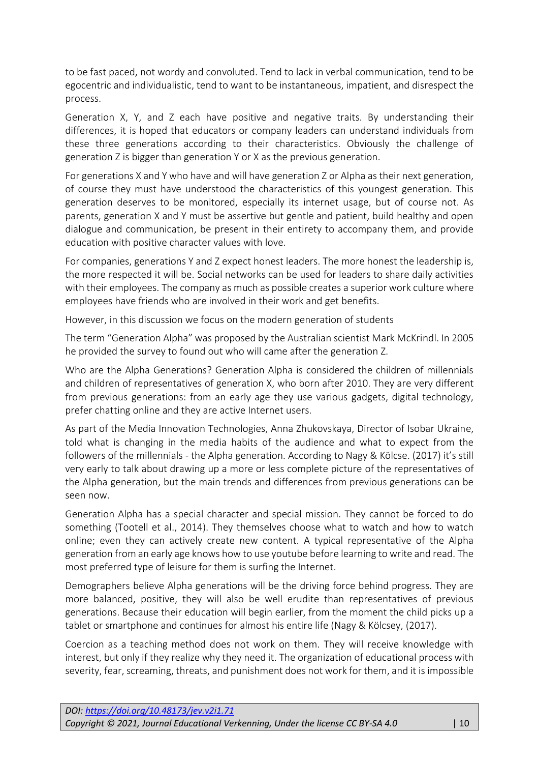to be fast paced, not wordy and convoluted. Tend to lack in verbal communication, tend to be egocentric and individualistic, tend to want to be instantaneous, impatient, and disrespect the process.

Generation X, Y, and Z each have positive and negative traits. By understanding their differences, it is hoped that educators or company leaders can understand individuals from these three generations according to their characteristics. Obviously the challenge of generation Z is bigger than generation Y or X as the previous generation.

For generations X and Y who have and will have generation Z or Alpha as their next generation, of course they must have understood the characteristics of this youngest generation. This generation deserves to be monitored, especially its internet usage, but of course not. As parents, generation X and Y must be assertive but gentle and patient, build healthy and open dialogue and communication, be present in their entirety to accompany them, and provide education with positive character values with love.

For companies, generations Y and Z expect honest leaders. The more honest the leadership is, the more respected it will be. Social networks can be used for leaders to share daily activities with their employees. The company as much as possible creates a superior work culture where employees have friends who are involved in their work and get benefits.

However, in this discussion we focus on the modern generation of students

The term "Generation Alpha" was proposed by the Australian scientist Mark McKrindl. In 2005 he provided the survey to found out who will came after the generation Z.

Who are the Alpha Generations? Generation Alpha is considered the children of millennials and children of representatives of generation X, who born after 2010. They are very different from previous generations: from an early age they use various gadgets, digital technology, prefer chatting online and they are active Internet users.

As part of the Media Innovation Technologies, Anna Zhukovskaya, Director of Isobar Ukraine, told what is changing in the media habits of the audience and what to expect from the followers of the millennials - the Alpha generation. According to Nagy & Kölcse. (2017) it's still very early to talk about drawing up a more or less complete picture of the representatives of the Alpha generation, but the main trends and differences from previous generations can be seen now.

Generation Alpha has a special character and special mission. They cannot be forced to do something (Tootell et al., 2014). They themselves choose what to watch and how to watch online; even they can actively create new content. A typical representative of the Alpha generation from an early age knows how to use youtube before learning to write and read. The most preferred type of leisure for them is surfing the Internet.

Demographers believe Alpha generations will be the driving force behind progress. They are more balanced, positive, they will also be well erudite than representatives of previous generations. Because their education will begin earlier, from the moment the child picks up a tablet or smartphone and continues for almost his entire life (Nagy & Kölcsey, (2017).

Coercion as a teaching method does not work on them. They will receive knowledge with interest, but only if they realize why they need it. The organization of educational process with severity, fear, screaming, threats, and punishment does not work for them, and it is impossible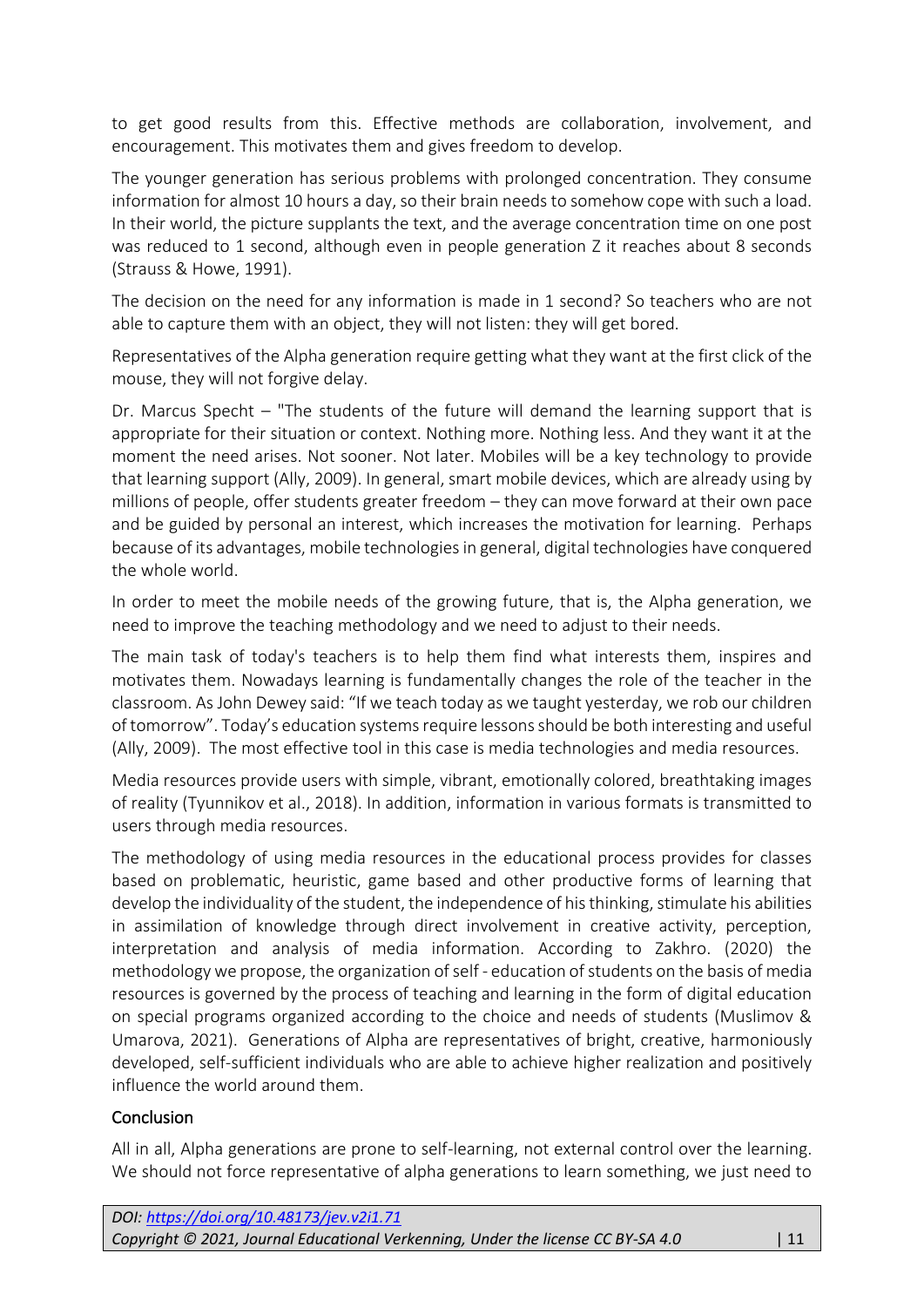to get good results from this. Effective methods are collaboration, involvement, and encouragement. This motivates them and gives freedom to develop.

The younger generation has serious problems with prolonged concentration. They consume information for almost 10 hours a day, so their brain needs to somehow cope with such a load. In their world, the picture supplants the text, and the average concentration time on one post was reduced to 1 second, although even in people generation Z it reaches about 8 seconds (Strauss & Howe, 1991).

The decision on the need for any information is made in 1 second? So teachers who are not able to capture them with an object, they will not listen: they will get bored.

Representatives of the Alpha generation require getting what they want at the first click of the mouse, they will not forgive delay.

Dr. Marcus Specht – "The students of the future will demand the learning support that is appropriate for their situation or context. Nothing more. Nothing less. And they want it at the moment the need arises. Not sooner. Not later. Mobiles will be a key technology to provide that learning support (Ally, 2009). In general, smart mobile devices, which are already using by millions of people, offer students greater freedom – they can move forward at their own pace and be guided by personal an interest, which increases the motivation for learning. Perhaps because of its advantages, mobile technologies in general, digital technologies have conquered the whole world.

In order to meet the mobile needs of the growing future, that is, the Alpha generation, we need to improve the teaching methodology and we need to adjust to their needs.

The main task of today's teachers is to help them find what interests them, inspires and motivates them. Nowadays learning is fundamentally changes the role of the teacher in the classroom. As John Dewey said: "If we teach today as we taught yesterday, we rob our children of tomorrow". Today's education systems require lessons should be both interesting and useful (Ally, 2009). The most effective tool in this case is media technologies and media resources.

Media resources provide users with simple, vibrant, emotionally colored, breathtaking images of reality (Tyunnikov et al., 2018). In addition, information in various formats is transmitted to users through media resources.

The methodology of using media resources in the educational process provides for classes based on problematic, heuristic, game based and other productive forms of learning that develop the individuality of the student, the independence of his thinking, stimulate his abilities in assimilation of knowledge through direct involvement in creative activity, perception, interpretation and analysis of media information. According to Zakhro. (2020) the methodology we propose, the organization of self - education of students on the basis of media resources is governed by the process of teaching and learning in the form of digital education on special programs organized according to the choice and needs of students (Muslimov & Umarova, 2021). Generations of Alpha are representatives of bright, creative, harmoniously developed, self-sufficient individuals who are able to achieve higher realization and positively influence the world around them.

## Conclusion

All in all, Alpha generations are prone to self-learning, not external control over the learning. We should not force representative of alpha generations to learn something, we just need to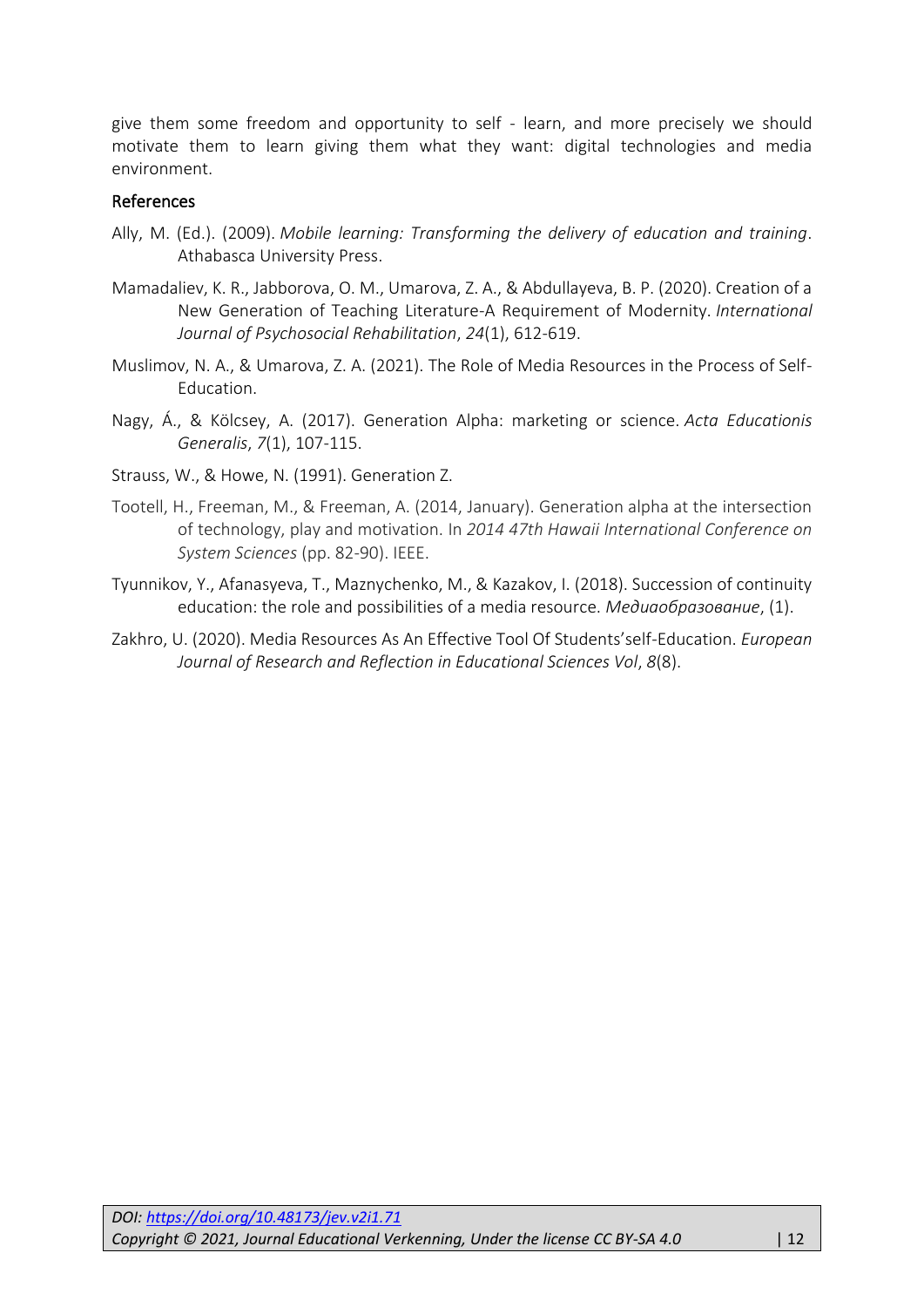give them some freedom and opportunity to self - learn, and more precisely we should motivate them to learn giving them what they want: digital technologies and media environment.

## References

Ally, M. (Ed.). (2009). *Mobile learning: Transforming the delivery of education and training*. Athabasca University Press.

Mamadaliev, K. R., Jabborova, O. M., Umarova, Z. A., & Abdullayeva, B. P. (2020). Creation of a New Generation of Teaching Literature-A Requirement of Modernity. *International Journal of Psychosocial Rehabilitation*, *24*(1), 612-619.

Muslimov, N. A., & Umarova, Z. A. (2021). The Role of Media Resources in the Process of Self-Education.

Nagy, Á., & Kölcsey, A. (2017). Generation Alpha: marketing or science. *Acta Educationis Generalis*, *7*(1), 107-115.

Strauss, W., & Howe, N. (1991). Generation Z.

Tootell, H., Freeman, M., & Freeman, A. (2014, January). Generation alpha at the intersection of technology, play and motivation. In *2014 47th Hawaii International Conference on System Sciences* (pp. 82-90). IEEE.

Tyunnikov, Y., Afanasyeva, T., Maznychenko, M., & Kazakov, I. (2018). Succession of continuity education: the role and possibilities of a media resource. *Медиаобразование*, (1).

Zakhro, U. (2020). Media Resources As An Effective Tool Of Students'self-Education. *European Journal of Research and Reflection in Educational Sciences Vol*, *8*(8).